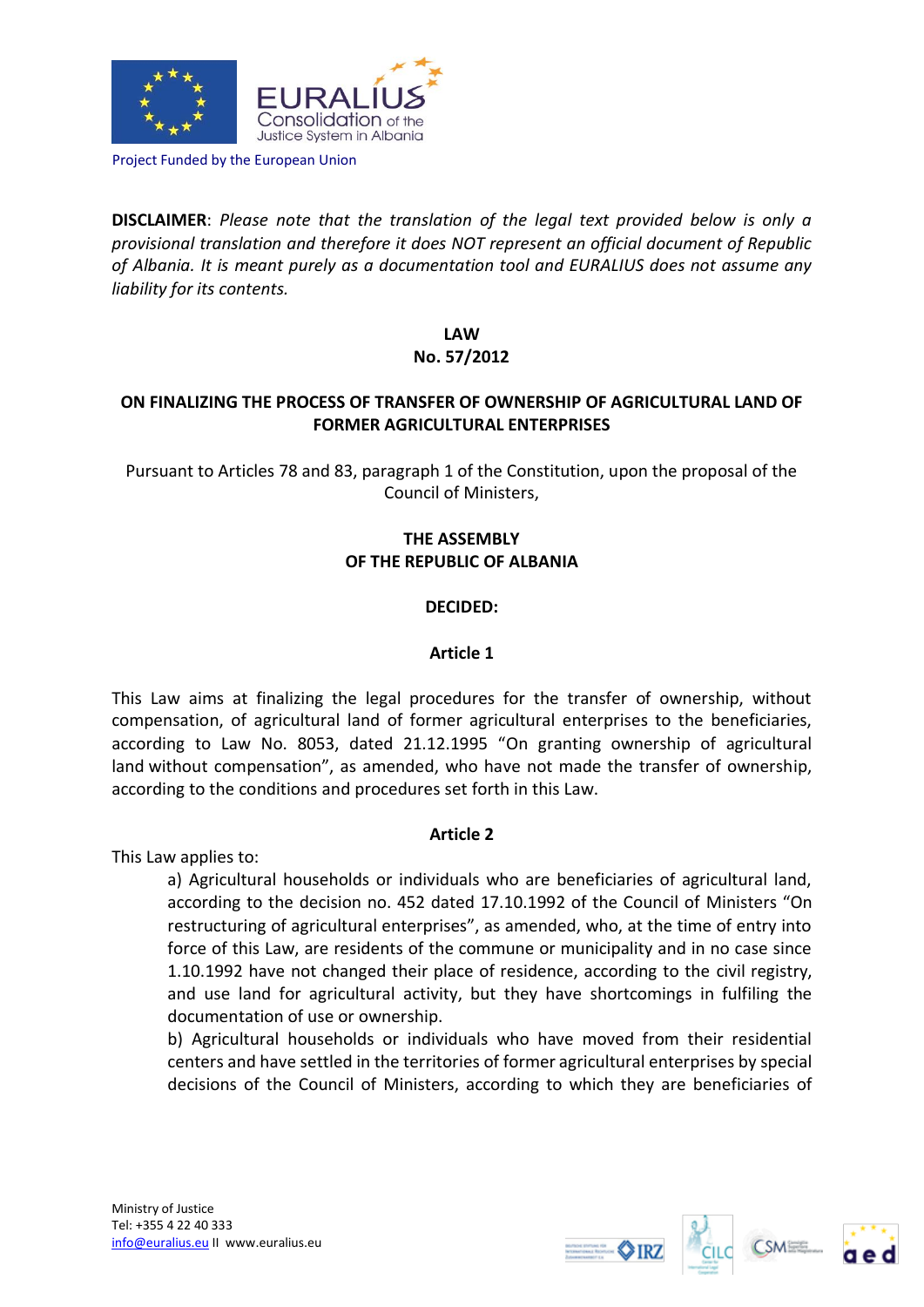Project Funded by the European Union

**DISCLAIMER**: *Please note that the translation of the legal text provided below is only a provisional translation and therefore it does NOT represent an official document of Republic of Albania. It is meant purely as a documentation tool and EURALIUS does not assume any liability for its contents.*

# LAW
# No. 57/2012

## ON FINALIZING THE PROCESS OF TRANSFER OF OWNERSHIP OF AGRICULTURAL LAND OF FORMER AGRICULTURAL ENTERPRISES

Pursuant to Articles 78 and 83, paragraph 1 of the Constitution, upon the proposal of the Council of Ministers,

**THE ASSEMBLY**
**OF THE REPUBLIC OF ALBANIA**

**DECIDED:**

### Article 1

This Law aims at finalizing the legal procedures for the transfer of ownership, without compensation, of agricultural land of former agricultural enterprises to the beneficiaries, according to Law No. 8053, dated 21.12.1995 "On granting ownership of agricultural land without compensation", as amended, who have not made the transfer of ownership, according to the conditions and procedures set forth in this Law.

### Article 2

This Law applies to:

a) Agricultural households or individuals who are beneficiaries of agricultural land, according to the decision no. 452 dated 17.10.1992 of the Council of Ministers "On restructuring of agricultural enterprises", as amended, who, at the time of entry into force of this Law, are residents of the commune or municipality and in no case since 1.10.1992 have not changed their place of residence, according to the civil registry, and use land for agricultural activity, but they have shortcomings in fulfiling the documentation of use or ownership.

b) Agricultural households or individuals who have moved from their residential centers and have settled in the territories of former agricultural enterprises by special decisions of the Council of Ministers, according to which they are beneficiaries of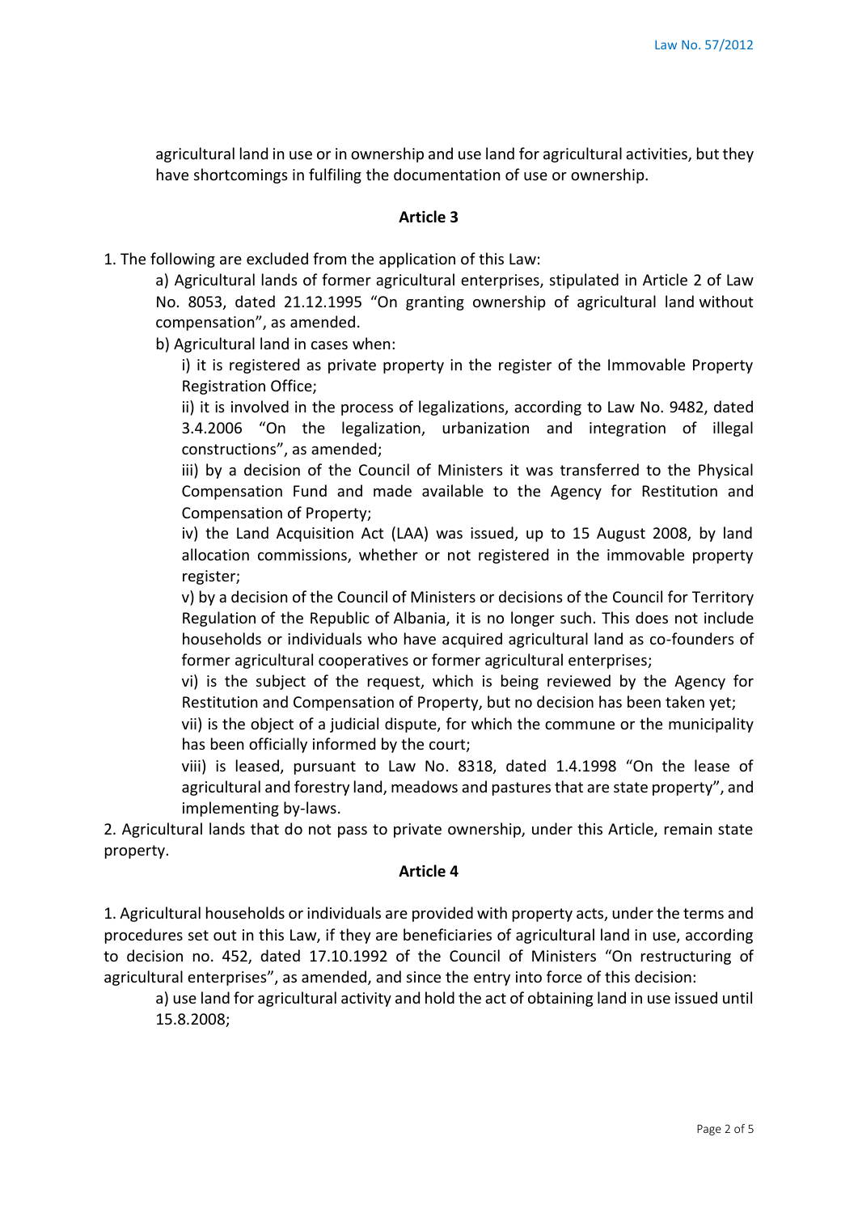agricultural land in use or in ownership and use land for agricultural activities, but they have shortcomings in fulfiling the documentation of use or ownership.

### Article 3

1. The following are excluded from the application of this Law:

   a) Agricultural lands of former agricultural enterprises, stipulated in Article 2 of Law No. 8053, dated 21.12.1995 "On granting ownership of agricultural land without compensation", as amended.

   b) Agricultural land in cases when:

      i) it is registered as private property in the register of the Immovable Property Registration Office;

      ii) it is involved in the process of legalizations, according to Law No. 9482, dated 3.4.2006 "On the legalization, urbanization and integration of illegal constructions", as amended;

      iii) by a decision of the Council of Ministers it was transferred to the Physical Compensation Fund and made available to the Agency for Restitution and Compensation of Property;

      iv) the Land Acquisition Act (LAA) was issued, up to 15 August 2008, by land allocation commissions, whether or not registered in the immovable property register;

      v) by a decision of the Council of Ministers or decisions of the Council for Territory Regulation of the Republic of Albania, it is no longer such. This does not include households or individuals who have acquired agricultural land as co-founders of former agricultural cooperatives or former agricultural enterprises;

      vi) is the subject of the request, which is being reviewed by the Agency for Restitution and Compensation of Property, but no decision has been taken yet;

      vii) is the object of a judicial dispute, for which the commune or the municipality has been officially informed by the court;

      viii) is leased, pursuant to Law No. 8318, dated 1.4.1998 "On the lease of agricultural and forestry land, meadows and pastures that are state property", and implementing by-laws.

2. Agricultural lands that do not pass to private ownership, under this Article, remain state property.

### Article 4

1. Agricultural households or individuals are provided with property acts, under the terms and procedures set out in this Law, if they are beneficiaries of agricultural land in use, according to decision no. 452, dated 17.10.1992 of the Council of Ministers "On restructuring of agricultural enterprises", as amended, and since the entry into force of this decision:

   a) use land for agricultural activity and hold the act of obtaining land in use issued until 15.8.2008;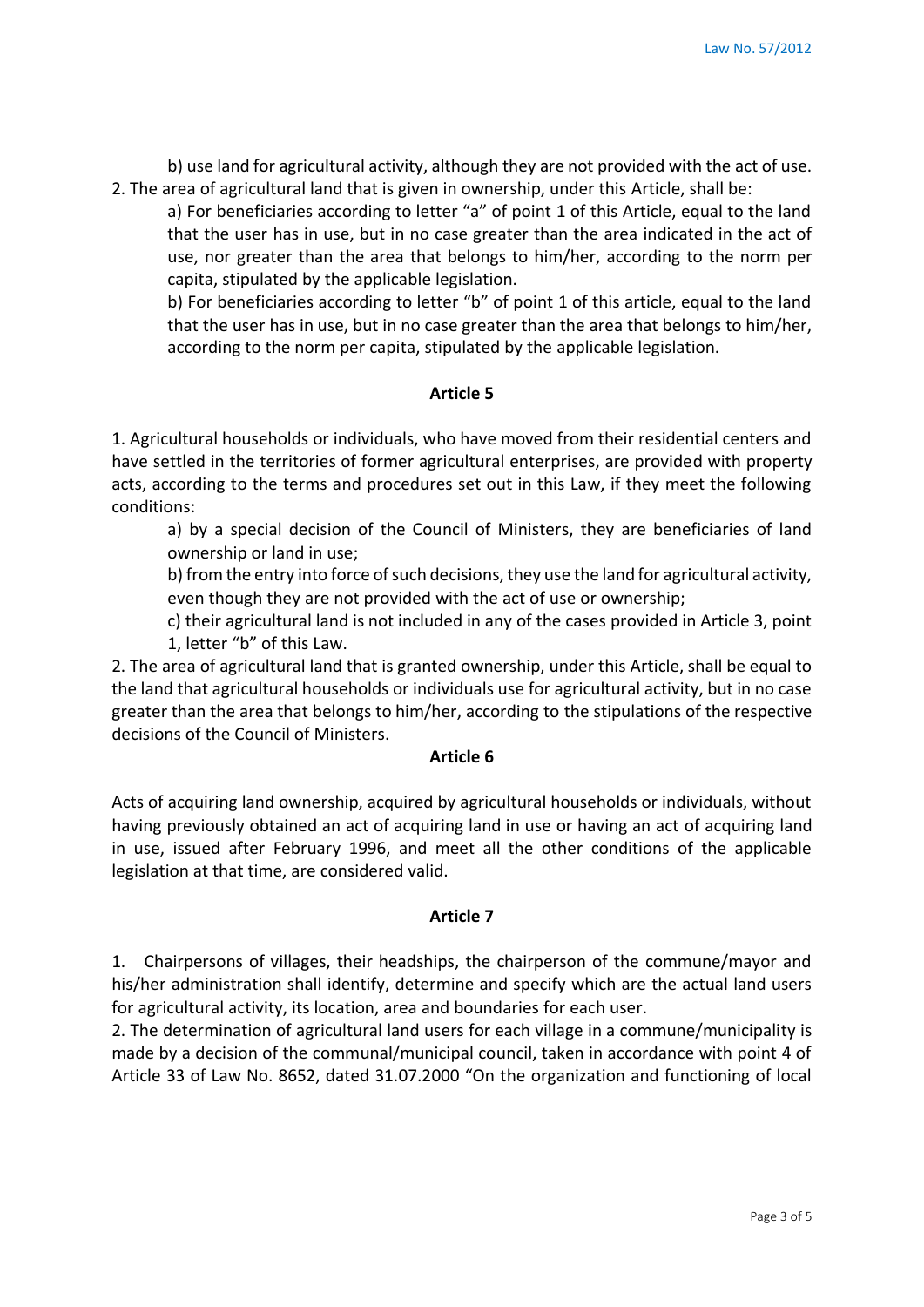b) use land for agricultural activity, although they are not provided with the act of use.

2. The area of agricultural land that is given in ownership, under this Article, shall be:

   a) For beneficiaries according to letter "a" of point 1 of this Article, equal to the land that the user has in use, but in no case greater than the area indicated in the act of use, nor greater than the area that belongs to him/her, according to the norm per capita, stipulated by the applicable legislation.

   b) For beneficiaries according to letter "b" of point 1 of this article, equal to the land that the user has in use, but in no case greater than the area that belongs to him/her, according to the norm per capita, stipulated by the applicable legislation.

### Article 5

1. Agricultural households or individuals, who have moved from their residential centers and have settled in the territories of former agricultural enterprises, are provided with property acts, according to the terms and procedures set out in this Law, if they meet the following conditions:

   a) by a special decision of the Council of Ministers, they are beneficiaries of land ownership or land in use;

   b) from the entry into force of such decisions, they use the land for agricultural activity, even though they are not provided with the act of use or ownership;

   c) their agricultural land is not included in any of the cases provided in Article 3, point 1, letter "b" of this Law.

2. The area of agricultural land that is granted ownership, under this Article, shall be equal to the land that agricultural households or individuals use for agricultural activity, but in no case greater than the area that belongs to him/her, according to the stipulations of the respective decisions of the Council of Ministers.

### Article 6

Acts of acquiring land ownership, acquired by agricultural households or individuals, without having previously obtained an act of acquiring land in use or having an act of acquiring land in use, issued after February 1996, and meet all the other conditions of the applicable legislation at that time, are considered valid.

### Article 7

1. Chairpersons of villages, their headships, the chairperson of the commune/mayor and his/her administration shall identify, determine and specify which are the actual land users for agricultural activity, its location, area and boundaries for each user.

2. The determination of agricultural land users for each village in a commune/municipality is made by a decision of the communal/municipal council, taken in accordance with point 4 of Article 33 of Law No. 8652, dated 31.07.2000 "On the organization and functioning of local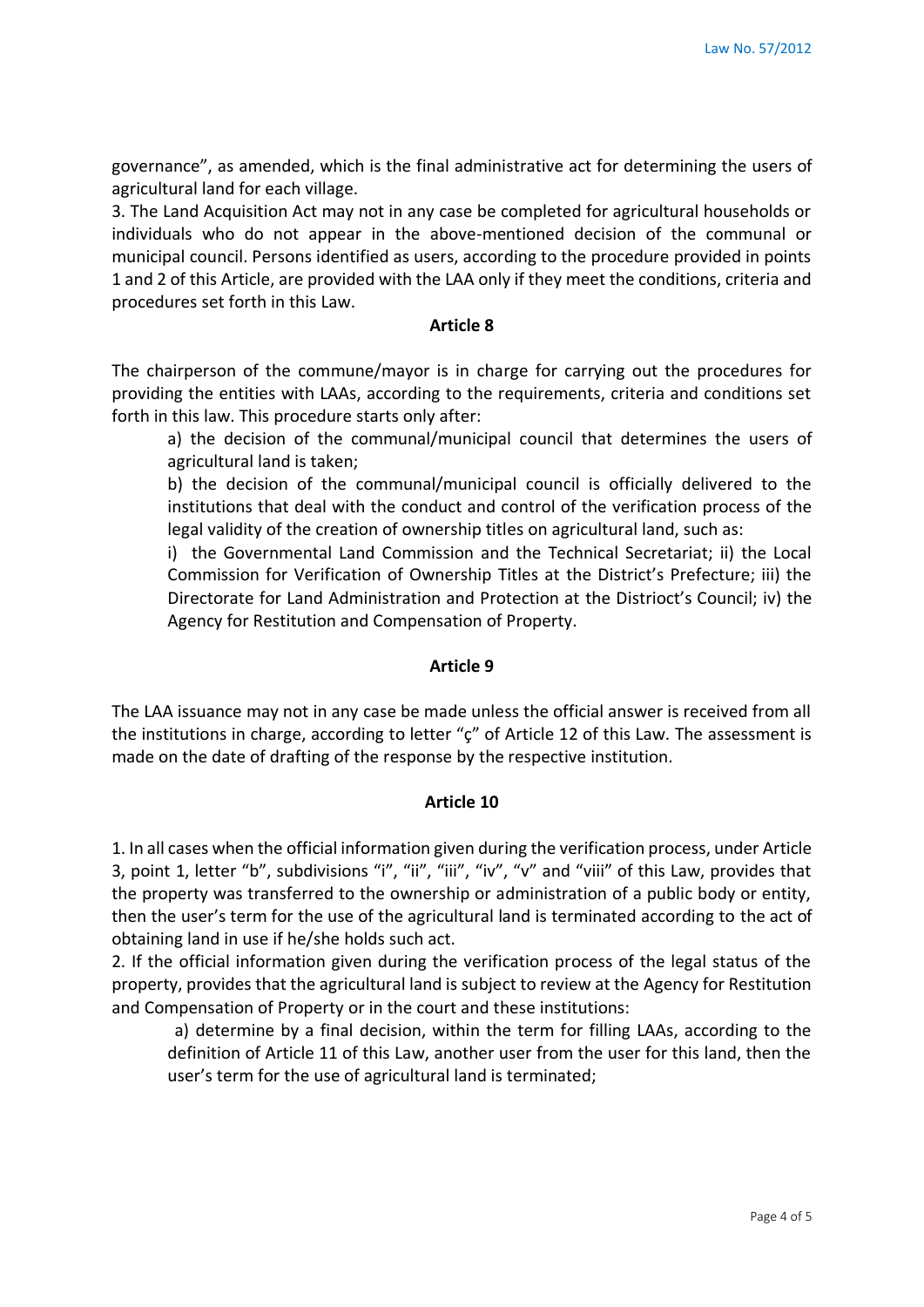governance", as amended, which is the final administrative act for determining the users of agricultural land for each village.

3. The Land Acquisition Act may not in any case be completed for agricultural households or individuals who do not appear in the above-mentioned decision of the communal or municipal council. Persons identified as users, according to the procedure provided in points 1 and 2 of this Article, are provided with the LAA only if they meet the conditions, criteria and procedures set forth in this Law.

### Article 8

The chairperson of the commune/mayor is in charge for carrying out the procedures for providing the entities with LAAs, according to the requirements, criteria and conditions set forth in this law. This procedure starts only after:

a) the decision of the communal/municipal council that determines the users of agricultural land is taken;

b) the decision of the communal/municipal council is officially delivered to the institutions that deal with the conduct and control of the verification process of the legal validity of the creation of ownership titles on agricultural land, such as:

i) the Governmental Land Commission and the Technical Secretariat; ii) the Local Commission for Verification of Ownership Titles at the District's Prefecture; iii) the Directorate for Land Administration and Protection at the Distrioct's Council; iv) the Agency for Restitution and Compensation of Property.

### Article 9

The LAA issuance may not in any case be made unless the official answer is received from all the institutions in charge, according to letter "ç" of Article 12 of this Law. The assessment is made on the date of drafting of the response by the respective institution.

### Article 10

1. In all cases when the official information given during the verification process, under Article 3, point 1, letter "b", subdivisions "i", "ii", "iii", "iv", "v" and "viii" of this Law, provides that the property was transferred to the ownership or administration of a public body or entity, then the user's term for the use of the agricultural land is terminated according to the act of obtaining land in use if he/she holds such act.

2. If the official information given during the verification process of the legal status of the property, provides that the agricultural land is subject to review at the Agency for Restitution and Compensation of Property or in the court and these institutions:

a) determine by a final decision, within the term for filling LAAs, according to the definition of Article 11 of this Law, another user from the user for this land, then the user's term for the use of agricultural land is terminated;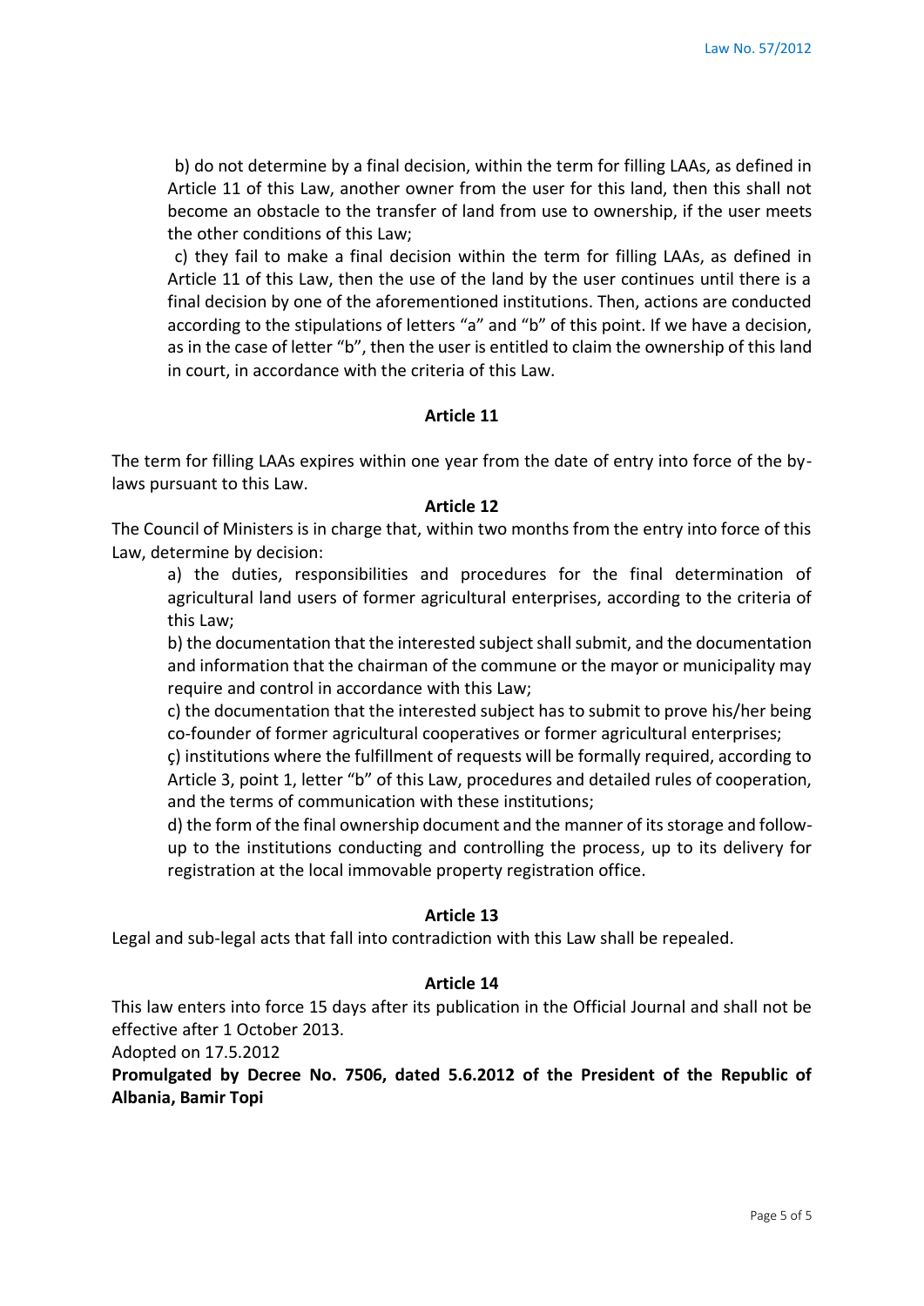b) do not determine by a final decision, within the term for filling LAAs, as defined in Article 11 of this Law, another owner from the user for this land, then this shall not become an obstacle to the transfer of land from use to ownership, if the user meets the other conditions of this Law;

c) they fail to make a final decision within the term for filling LAAs, as defined in Article 11 of this Law, then the use of the land by the user continues until there is a final decision by one of the aforementioned institutions. Then, actions are conducted according to the stipulations of letters "a" and "b" of this point. If we have a decision, as in the case of letter "b", then the user is entitled to claim the ownership of this land in court, in accordance with the criteria of this Law.

**Article 11**

The term for filling LAAs expires within one year from the date of entry into force of the by-laws pursuant to this Law.

**Article 12**

The Council of Ministers is in charge that, within two months from the entry into force of this Law, determine by decision:

a) the duties, responsibilities and procedures for the final determination of agricultural land users of former agricultural enterprises, according to the criteria of this Law;

b) the documentation that the interested subject shall submit, and the documentation and information that the chairman of the commune or the mayor or municipality may require and control in accordance with this Law;

c) the documentation that the interested subject has to submit to prove his/her being co-founder of former agricultural cooperatives or former agricultural enterprises;

ç) institutions where the fulfillment of requests will be formally required, according to Article 3, point 1, letter "b" of this Law, procedures and detailed rules of cooperation, and the terms of communication with these institutions;

d) the form of the final ownership document and the manner of its storage and follow-up to the institutions conducting and controlling the process, up to its delivery for registration at the local immovable property registration office.

**Article 13**

Legal and sub-legal acts that fall into contradiction with this Law shall be repealed.

**Article 14**

This law enters into force 15 days after its publication in the Official Journal and shall not be effective after 1 October 2013.

Adopted on 17.5.2012

**Promulgated by Decree No. 7506, dated 5.6.2012 of the President of the Republic of Albania, Bamir Topi**